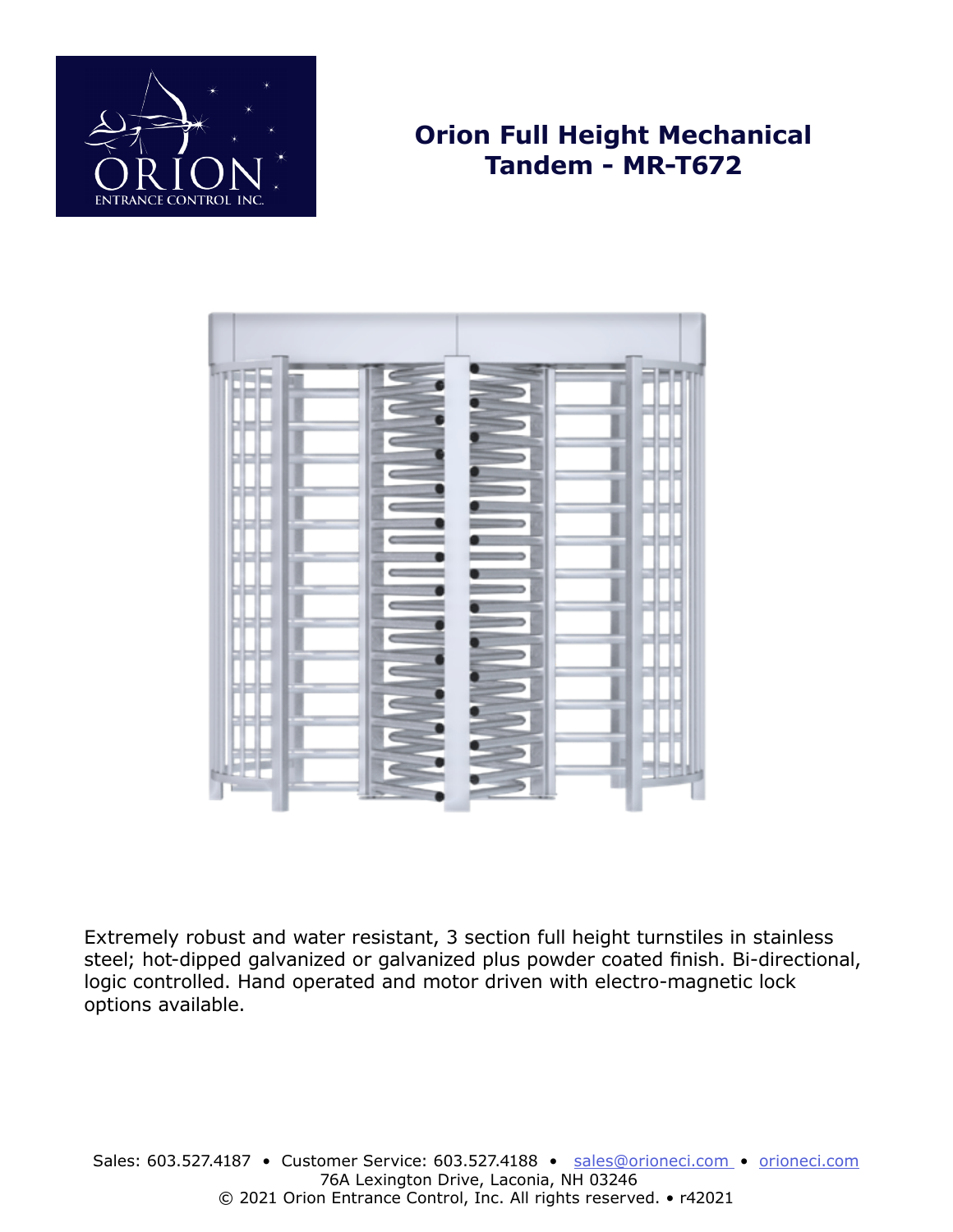# Orion Full Height Mechanical Tandem - MR-T672

Extremely robust and water resistant, 3 section full height turnstiles in stainless steel; hot-dipped galvanized or galvanized plus powder coated finish. Bi-directional, logic controlled. Hand operated and motor driven with electro-magnetic lock options available.

Sales: 603.527.4187 • Customer Service: 603.527.4188 • sales@orioneci.com • orioneci.com
76A Lexington Drive, Laconia, NH 03246
© 2021 Orion Entrance Control, Inc. All rights reserved. • r42021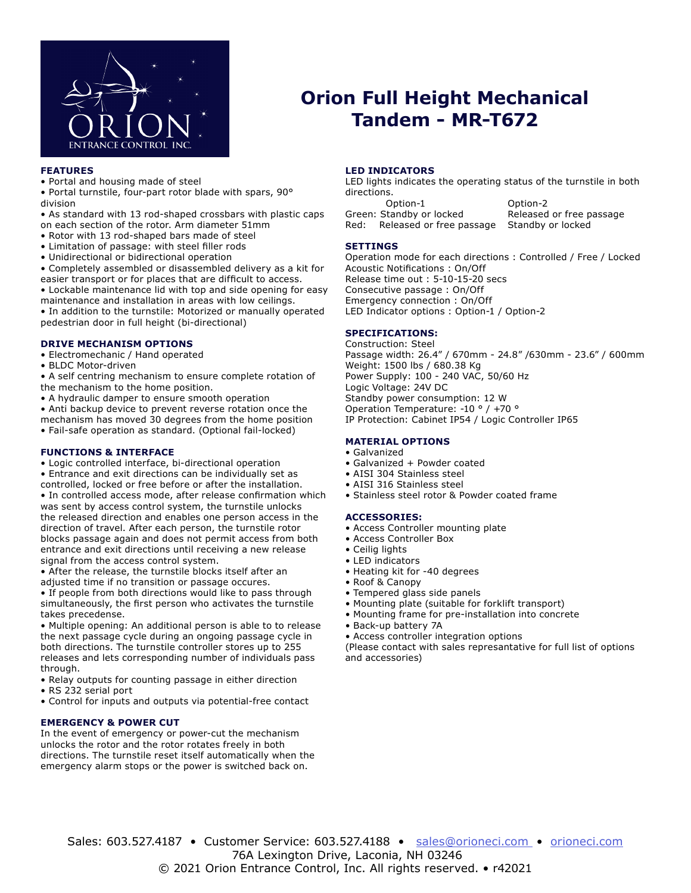# Orion Full Height Mechanical Tandem - MR-T672

## FEATURES

- Portal and housing made of steel
- Portal turnstile, four-part rotor blade with spars, 90° division
- As standard with 13 rod-shaped crossbars with plastic caps on each section of the rotor. Arm diameter 51mm
- Rotor with 13 rod-shaped bars made of steel
- Limitation of passage: with steel filler rods
- Unidirectional or bidirectional operation
- Completely assembled or disassembled delivery as a kit for easier transport or for places that are difficult to access.
- Lockable maintenance lid with top and side opening for easy maintenance and installation in areas with low ceilings.
- In addition to the turnstile: Motorized or manually operated pedestrian door in full height (bi-directional)

## DRIVE MECHANISM OPTIONS

- Electromechanic / Hand operated
- BLDC Motor-driven
- A self centring mechanism to ensure complete rotation of the mechanism to the home position.
- A hydraulic damper to ensure smooth operation
- Anti backup device to prevent reverse rotation once the mechanism has moved 30 degrees from the home position
- Fail-safe operation as standard. (Optional fail-locked)

## FUNCTIONS & INTERFACE

- Logic controlled interface, bi-directional operation
- Entrance and exit directions can be individually set as controlled, locked or free before or after the installation.
- In controlled access mode, after release confirmation which was sent by access control system, the turnstile unlocks the released direction and enables one person access in the direction of travel. After each person, the turnstile rotor blocks passage again and does not permit access from both entrance and exit directions until receiving a new release signal from the access control system.
- After the release, the turnstile blocks itself after an adjusted time if no transition or passage occures.
- If people from both directions would like to pass through simultaneously, the first person who activates the turnstile takes precedense.
- Multiple opening: An additional person is able to to release the next passage cycle during an ongoing passage cycle in both directions. The turnstile controller stores up to 255 releases and lets corresponding number of individuals pass through.
- Relay outputs for counting passage in either direction
- RS 232 serial port
- Control for inputs and outputs via potential-free contact

## EMERGENCY & POWER CUT

In the event of emergency or power-cut the mechanism unlocks the rotor and the rotor rotates freely in both directions. The turnstile reset itself automatically when the emergency alarm stops or the power is switched back on.

## LED INDICATORS

LED lights indicates the operating status of the turnstile in both directions.

| | Option-1 | Option-2 |
|---|---|---|
| Green: | Standby or locked | Released or free passage |
| Red: | Released or free passage | Standby or locked |

## SETTINGS

Operation mode for each directions : Controlled / Free / Locked
Acoustic Notifications : On/Off
Release time out : 5-10-15-20 secs
Consecutive passage : On/Off
Emergency connection : On/Off
LED Indicator options : Option-1 / Option-2

## SPECIFICATIONS:

Construction: Steel
Passage width: 26.4" / 670mm - 24.8" /630mm - 23.6" / 600mm
Weight: 1500 lbs / 680.38 Kg
Power Supply: 100 - 240 VAC, 50/60 Hz
Logic Voltage: 24V DC
Standby power consumption: 12 W
Operation Temperature: -10 ° / +70 °
IP Protection: Cabinet IP54 / Logic Controller IP65

## MATERIAL OPTIONS

- Galvanized
- Galvanized + Powder coated
- AISI 304 Stainless steel
- AISI 316 Stainless steel
- Stainless steel rotor & Powder coated frame

## ACCESSORIES:

- Access Controller mounting plate
- Access Controller Box
- Ceilig lights
- LED indicators
- Heating kit for -40 degrees
- Roof & Canopy
- Tempered glass side panels
- Mounting plate (suitable for forklift transport)
- Mounting frame for pre-installation into concrete
- Back-up battery 7A
- Access controller integration options

(Please contact with sales represantative for full list of options and accessories)

Sales: 603.527.4187 • Customer Service: 603.527.4188 • sales@orioneci.com • orioneci.com
76A Lexington Drive, Laconia, NH 03246
© 2021 Orion Entrance Control, Inc. All rights reserved. • r42021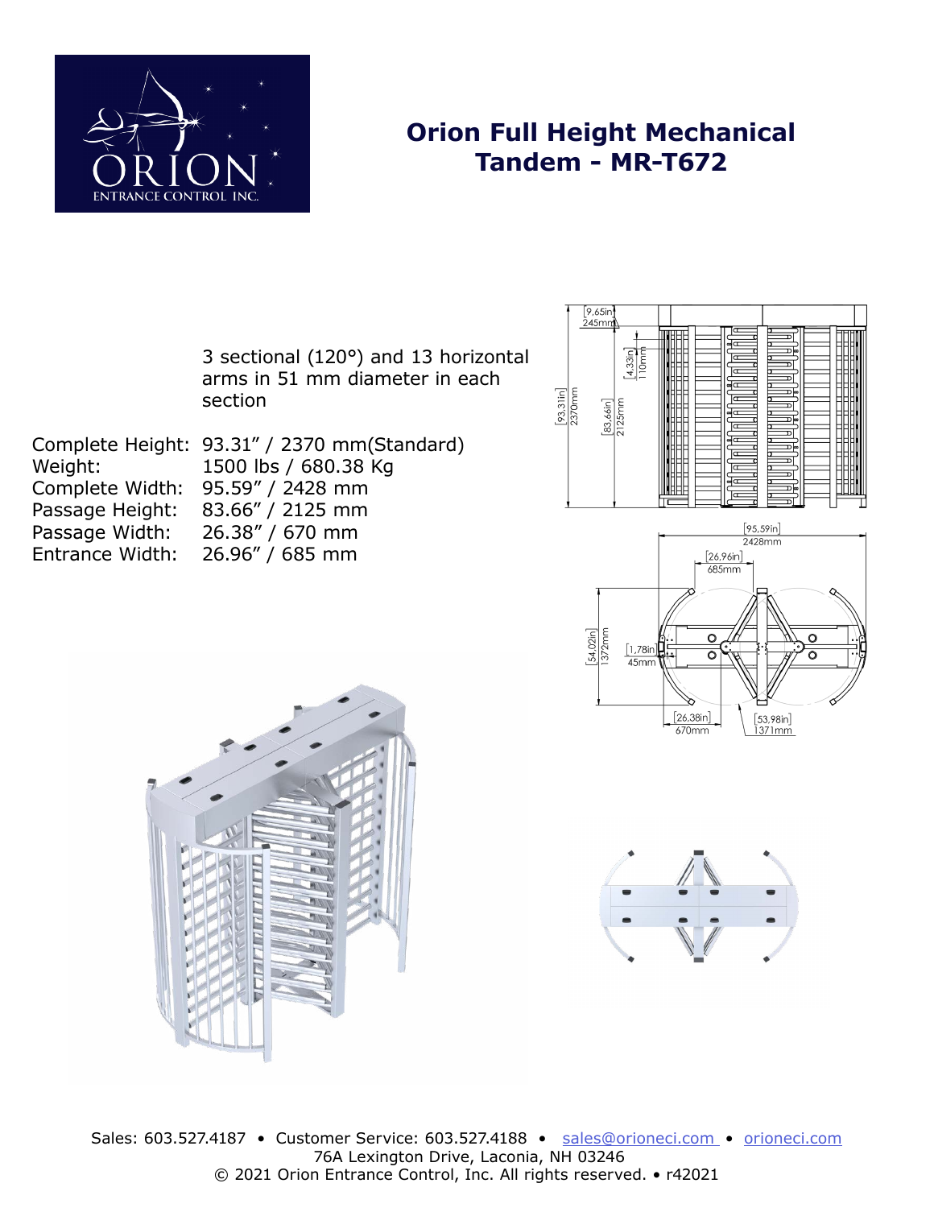# Orion Full Height Mechanical Tandem - MR-T672

3 sectional (120°) and 13 horizontal arms in 51 mm diameter in each section

| | |
|---|---|
| Complete Height: | 93.31" / 2370 mm(Standard) |
| Weight: | 1500 lbs / 680.38 Kg |
| Complete Width: | 95.59" / 2428 mm |
| Passage Height: | 83.66" / 2125 mm |
| Passage Width: | 26.38" / 670 mm |
| Entrance Width: | 26.96" / 685 mm |

[9,65in] 245mm
[4,33in] 110mm
[93,31in] 2370mm
[83,66in] 2125mm

[95,59in] 2428mm
[26,96in] 685mm
[54,02in] 1372mm
[1,78in] 45mm
[26,38in] 670mm
[53,98in] 1371mm

Sales: 603.527.4187 • Customer Service: 603.527.4188 • sales@orioneci.com • orioneci.com
76A Lexington Drive, Laconia, NH 03246
© 2021 Orion Entrance Control, Inc. All rights reserved. • r42021